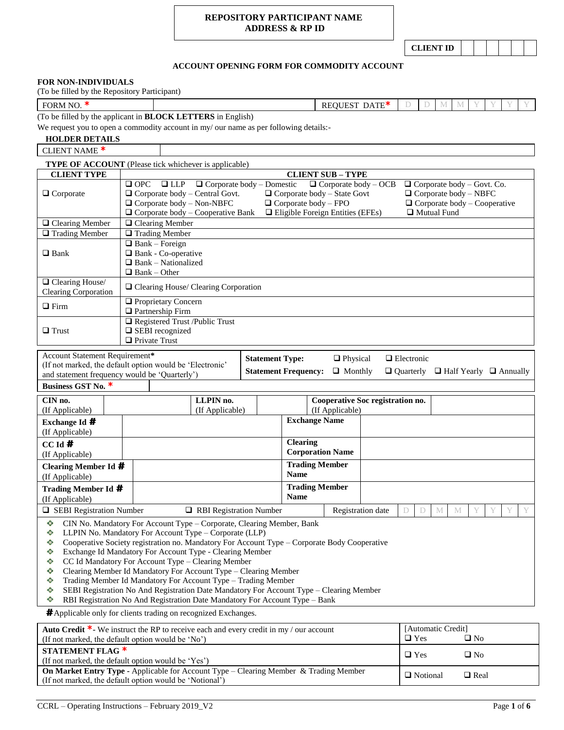**REPOSITORY PARTICIPANT NAME**
**ADDRESS & RP ID**

| CLIENT ID | | | | | | |
|---|---|---|---|---|---|---|

**ACCOUNT OPENING FORM FOR COMMODITY ACCOUNT**

**FOR NON-INDIVIDUALS**
(To be filled by the Repository Participant)

| FORM NO. * | | REQUEST DATE* | D | D | M | M | Y | Y | Y | Y |
|---|---|---|---|---|---|---|---|---|---|---|

(To be filled by the applicant in **BLOCK LETTERS** in English)
We request you to open a commodity account in my/ our name as per following details:-

**HOLDER DETAILS**

| CLIENT NAME * | |
|---|---|

**TYPE OF ACCOUNT** (Please tick whichever is applicable)

| CLIENT TYPE | CLIENT SUB – TYPE |
|---|---|
| ❑ Corporate | ❑ OPC ❑ LLP ❑ Corporate body – Domestic ❑ Corporate body – OCB ❑ Corporate body – Govt. Co. ❑ Corporate body – Central Govt. ❑ Corporate body – State Govt ❑ Corporate body – NBFC ❑ Corporate body – Non-NBFC ❑ Corporate body – FPO ❑ Corporate body – Cooperative ❑ Corporate body – Cooperative Bank ❑ Eligible Foreign Entities (EFEs) ❑ Mutual Fund |
| ❑ Clearing Member | ❑ Clearing Member |
| ❑ Trading Member | ❑ Trading Member |
| ❑ Bank | ❑ Bank – Foreign ❑ Bank - Co-operative ❑ Bank – Nationalized ❑ Bank – Other |
| ❑ Clearing House/ Clearing Corporation | ❑ Clearing House/ Clearing Corporation |
| ❑ Firm | ❑ Proprietary Concern ❑ Partnership Firm |
| ❑ Trust | ❑ Registered Trust /Public Trust ❑ SEBI recognized ❑ Private Trust |

| Account Statement Requirement* (If not marked, the default option would be 'Electronic' and statement frequency would be 'Quarterly') | **Statement Type:** ❑ Physical ❑ Electronic **Statement Frequency:** ❑ Monthly ❑ Quarterly ❑ Half Yearly ❑ Annually |
|---|---|
| **Business GST No.** * | |

| **CIN no.** (If Applicable) | | **LLPIN no.** (If Applicable) | | **Cooperative Soc registration no.** (If Applicable) | |
|---|---|---|---|---|---|

| | | | |
|---|---|---|---|
| **Exchange Id #** (If Applicable) | | **Exchange Name** | |
| **CC Id #** (If Applicable) | | **Clearing Corporation Name** | |
| **Clearing Member Id #** (If Applicable) | | **Trading Member Name** | |
| **Trading Member Id #** (If Applicable) | | **Trading Member Name** | |

| ❑ SEBI Registration Number | ❑ RBI Registration Number | Registration date | D | D | M | M | Y | Y | Y | Y |
|---|---|---|---|---|---|---|---|---|---|---|

- CIN No. Mandatory For Account Type – Corporate, Clearing Member, Bank
- LLPIN No. Mandatory For Account Type – Corporate (LLP)
- Cooperative Society registration no. Mandatory For Account Type – Corporate Body Cooperative
- Exchange Id Mandatory For Account Type - Clearing Member
- CC Id Mandatory For Account Type – Clearing Member
- Clearing Member Id Mandatory For Account Type – Clearing Member
- Trading Member Id Mandatory For Account Type – Trading Member
- SEBI Registration No And Registration Date Mandatory For Account Type – Clearing Member
- RBI Registration No And Registration Date Mandatory For Account Type – Bank

**#** Applicable only for clients trading on recognized Exchanges.

| | |
|---|---|
| **Auto Credit** *- We instruct the RP to receive each and every credit in my / our account (If not marked, the default option would be 'No') | [Automatic Credit] ❑ Yes ❑ No |
| **STATEMENT FLAG** * (If not marked, the default option would be 'Yes') | ❑ Yes ❑ No |
| **On Market Entry Type** - Applicable for Account Type – Clearing Member & Trading Member (If not marked, the default option would be 'Notional') | ❑ Notional ❑ Real |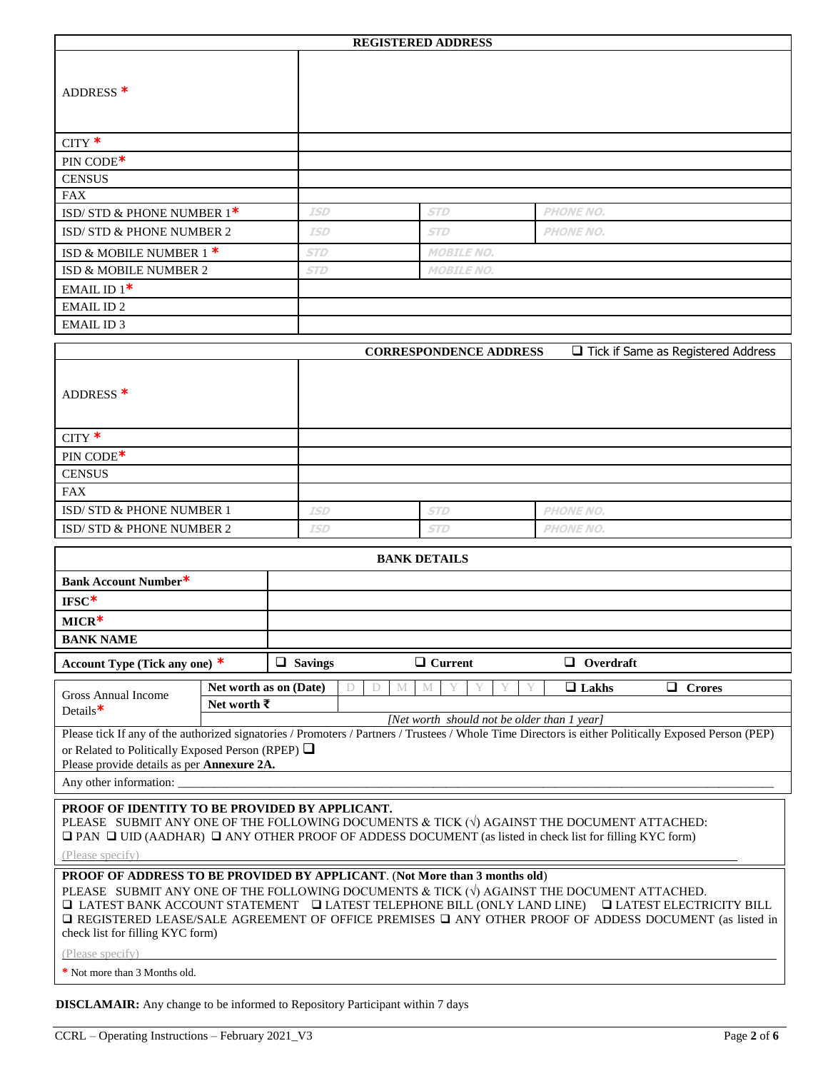| REGISTERED ADDRESS | | | |
|---|---|---|---|
| ADDRESS * | | | |
| CITY * | | | |
| PIN CODE* | | | |
| CENSUS | | | |
| FAX | | | |
| ISD/ STD & PHONE NUMBER 1* | ISD | STD | PHONE NO. |
| ISD/ STD & PHONE NUMBER 2 | ISD | STD | PHONE NO. |
| ISD & MOBILE NUMBER 1 * | STD | MOBILE NO. | |
| ISD & MOBILE NUMBER 2 | STD | MOBILE NO. | |
| EMAIL ID 1* | | | |
| EMAIL ID 2 | | | |
| EMAIL ID 3 | | | |

| CORRESPONDENCE ADDRESS ❑ Tick if Same as Registered Address | | | |
|---|---|---|---|
| ADDRESS * | | | |
| CITY * | | | |
| PIN CODE* | | | |
| CENSUS | | | |
| FAX | | | |
| ISD/ STD & PHONE NUMBER 1 | ISD | STD | PHONE NO. |
| ISD/ STD & PHONE NUMBER 2 | ISD | STD | PHONE NO. |

| BANK DETAILS | | | |
|---|---|---|---|
| **Bank Account Number*** | | | |
| **IFSC*** | | | |
| **MICR*** | | | |
| **BANK NAME** | | | |
| **Account Type (Tick any one) *** | ❑ **Savings** | ❑ **Current** | ❑ **Overdraft** |

| Gross Annual Income Details* | **Net worth as on (Date)** | D D M M Y Y Y Y | ❑ **Lakhs** | ❑ **Crores** |
|---|---|---|---|---|
| | **Net worth ₹** | | | |
| | *[Net worth should not be older than 1 year]* | | | |

Please tick If any of the authorized signatories / Promoters / Partners / Trustees / Whole Time Directors is either Politically Exposed Person (PEP) or Related to Politically Exposed Person (RPEP) ❑
Please provide details as per **Annexure 2A.**

Any other information: ______________________________________________

**PROOF OF IDENTITY TO BE PROVIDED BY APPLICANT.**
PLEASE SUBMIT ANY ONE OF THE FOLLOWING DOCUMENTS & TICK (√) AGAINST THE DOCUMENT ATTACHED:
❑ PAN ❑ UID (AADHAR) ❑ ANY OTHER PROOF OF ADDESS DOCUMENT (as listed in check list for filling KYC form)
(Please specify) ______________________________________________

**PROOF OF ADDRESS TO BE PROVIDED BY APPLICANT**. (**Not More than 3 months old**)
PLEASE SUBMIT ANY ONE OF THE FOLLOWING DOCUMENTS & TICK (√) AGAINST THE DOCUMENT ATTACHED.
❑ LATEST BANK ACCOUNT STATEMENT ❑ LATEST TELEPHONE BILL (ONLY LAND LINE) ❑ LATEST ELECTRICITY BILL
❑ REGISTERED LEASE/SALE AGREEMENT OF OFFICE PREMISES ❑ ANY OTHER PROOF OF ADDESS DOCUMENT (as listed in check list for filling KYC form)
(Please specify) ______________________________________________

* Not more than 3 Months old.

**DISCLAMAIR:** Any change to be informed to Repository Participant within 7 days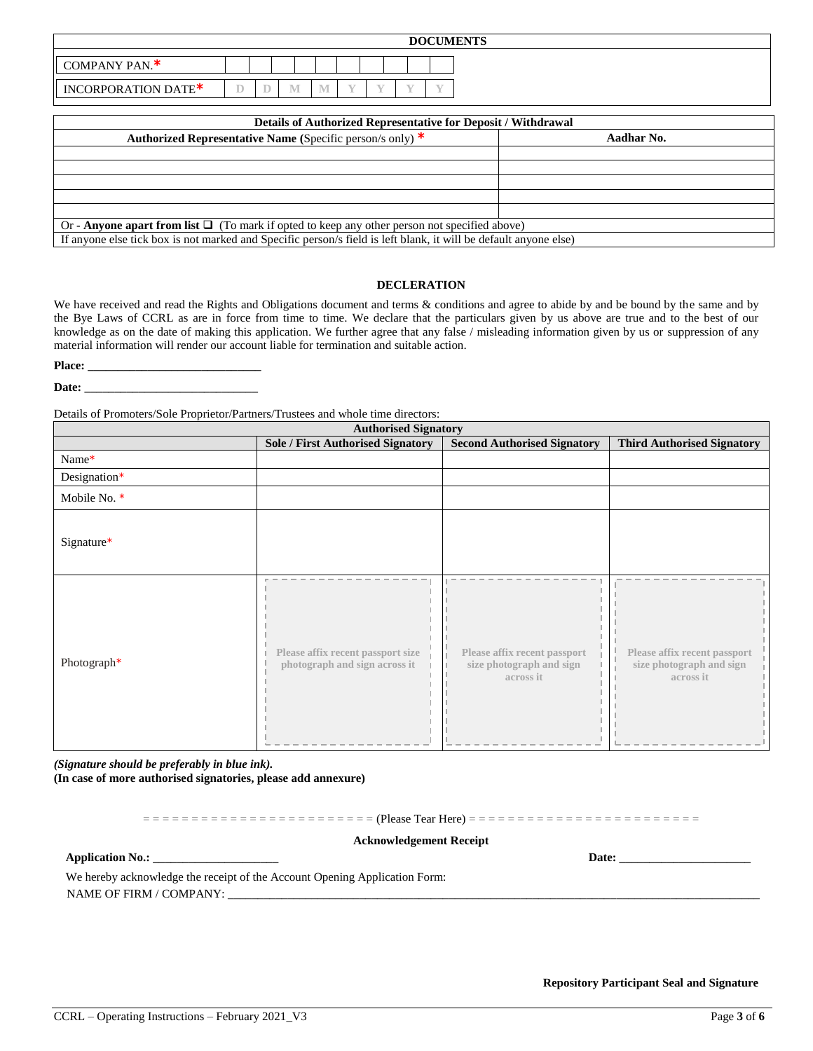| DOCUMENTS | | | | | | | | | | |
|---|---|---|---|---|---|---|---|---|---|---|
| COMPANY PAN.* | | | | | | | | | | |
| INCORPORATION DATE* | D | D | M | M | Y | Y | Y | Y | | |

| Details of Authorized Representative for Deposit / Withdrawal | |
|---|---|
| **Authorized Representative Name** (Specific person/s only) * | **Aadhar No.** |
| | |
| | |
| | |
| | |
| | |
| Or - **Anyone apart from list** ☐ (To mark if opted to keep any other person not specified above) | |
| If anyone else tick box is not marked and Specific person/s field is left blank, it will be default anyone else) | |

## DECLERATION

We have received and read the Rights and Obligations document and terms & conditions and agree to abide by and be bound by the same and by the Bye Laws of CCRL as are in force from time to time. We declare that the particulars given by us above are true and to the best of our knowledge as on the date of making this application. We further agree that any false / misleading information given by us or suppression of any material information will render our account liable for termination and suitable action.

**Place:** ______________________________

**Date:** ______________________________

Details of Promoters/Sole Proprietor/Partners/Trustees and whole time directors:

| Authorised Signatory | | | |
|---|---|---|---|
| | **Sole / First Authorised Signatory** | **Second Authorised Signatory** | **Third Authorised Signatory** |
| Name* | | | |
| Designation* | | | |
| Mobile No. * | | | |
| Signature* | | | |
| Photograph* | Please affix recent passport size photograph and sign across it | Please affix recent passport size photograph and sign across it | Please affix recent passport size photograph and sign across it |

***(Signature should be preferably in blue ink).***

**(In case of more authorised signatories, please add annexure)**

= = = = = = = = = = = = = = = = = = = = = = = (Please Tear Here) = = = = = = = = = = = = = = = = = = = = = = =

**Acknowledgement Receipt**

**Application No.:** _____________________ **Date:** ______________________

We hereby acknowledge the receipt of the Account Opening Application Form:

NAME OF FIRM / COMPANY: ______________________________________________________________________________

**Repository Participant Seal and Signature**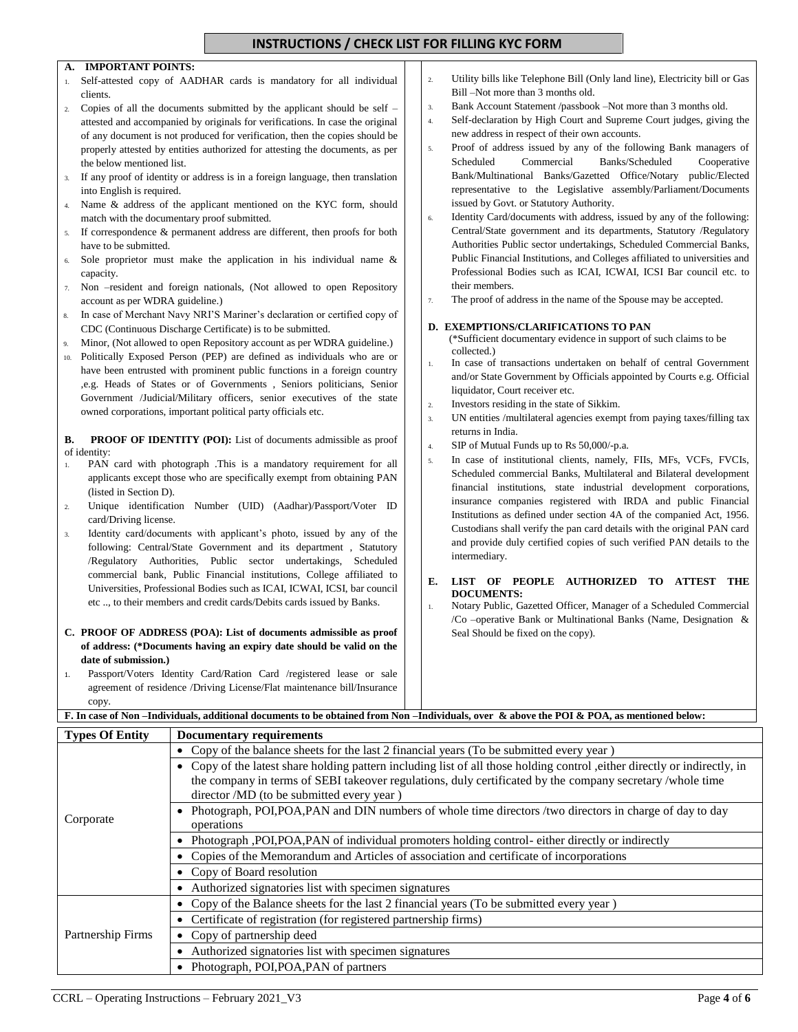# INSTRUCTIONS / CHECK LIST FOR FILLING KYC FORM

## A. IMPORTANT POINTS:

1. Self-attested copy of AADHAR cards is mandatory for all individual clients.
2. Copies of all the documents submitted by the applicant should be self – attested and accompanied by originals for verifications. In case the original of any document is not produced for verification, then the copies should be properly attested by entities authorized for attesting the documents, as per the below mentioned list.
3. If any proof of identity or address is in a foreign language, then translation into English is required.
4. Name & address of the applicant mentioned on the KYC form, should match with the documentary proof submitted.
5. If correspondence & permanent address are different, then proofs for both have to be submitted.
6. Sole proprietor must make the application in his individual name & capacity.
7. Non –resident and foreign nationals, (Not allowed to open Repository account as per WDRA guideline.)
8. In case of Merchant Navy NRI'S Mariner's declaration or certified copy of CDC (Continuous Discharge Certificate) is to be submitted.
9. Minor, (Not allowed to open Repository account as per WDRA guideline.)
10. Politically Exposed Person (PEP) are defined as individuals who are or have been entrusted with prominent public functions in a foreign country ,e.g. Heads of States or of Governments , Seniors politicians, Senior Government /Judicial/Military officers, senior executives of the state owned corporations, important political party officials etc.

## B. PROOF OF IDENTITY (POI):

List of documents admissible as proof of identity:

1. PAN card with photograph .This is a mandatory requirement for all applicants except those who are specifically exempt from obtaining PAN (listed in Section D).
2. Unique identification Number (UID) (Aadhar)/Passport/Voter ID card/Driving license.
3. Identity card/documents with applicant's photo, issued by any of the following: Central/State Government and its department , Statutory /Regulatory Authorities, Public sector undertakings, Scheduled commercial bank, Public Financial institutions, College affiliated to Universities, Professional Bodies such as ICAI, ICWAI, ICSI, bar council etc .., to their members and credit cards/Debits cards issued by Banks.

## C. PROOF OF ADDRESS (POA): List of documents admissible as proof of address: (*Documents having an expiry date should be valid on the date of submission.)

1. Passport/Voters Identity Card/Ration Card /registered lease or sale agreement of residence /Driving License/Flat maintenance bill/Insurance copy.
2. Utility bills like Telephone Bill (Only land line), Electricity bill or Gas Bill –Not more than 3 months old.
3. Bank Account Statement /passbook –Not more than 3 months old.
4. Self-declaration by High Court and Supreme Court judges, giving the new address in respect of their own accounts.
5. Proof of address issued by any of the following Bank managers of Scheduled Commercial Banks/Scheduled Cooperative Bank/Multinational Banks/Gazetted Office/Notary public/Elected representative to the Legislative assembly/Parliament/Documents issued by Govt. or Statutory Authority.
6. Identity Card/documents with address, issued by any of the following: Central/State government and its departments, Statutory /Regulatory Authorities Public sector undertakings, Scheduled Commercial Banks, Public Financial Institutions, and Colleges affiliated to universities and Professional Bodies such as ICAI, ICWAI, ICSI Bar council etc. to their members.
7. The proof of address in the name of the Spouse may be accepted.

## D. EXEMPTIONS/CLARIFICATIONS TO PAN

(*Sufficient documentary evidence in support of such claims to be collected.)

1. In case of transactions undertaken on behalf of central Government and/or State Government by Officials appointed by Courts e.g. Official liquidator, Court receiver etc.
2. Investors residing in the state of Sikkim.
3. UN entities /multilateral agencies exempt from paying taxes/filling tax returns in India.
4. SIP of Mutual Funds up to Rs 50,000/-p.a.
5. In case of institutional clients, namely, FIIs, MFs, VCFs, FVCIs, Scheduled commercial Banks, Multilateral and Bilateral development financial institutions, state industrial development corporations, insurance companies registered with IRDA and public Financial Institutions as defined under section 4A of the companied Act, 1956. Custodians shall verify the pan card details with the original PAN card and provide duly certified copies of such verified PAN details to the intermediary.

## E. LIST OF PEOPLE AUTHORIZED TO ATTEST THE DOCUMENTS:

1. Notary Public, Gazetted Officer, Manager of a Scheduled Commercial /Co –operative Bank or Multinational Banks (Name, Designation & Seal Should be fixed on the copy).

## F. In case of Non –Individuals, additional documents to be obtained from Non –Individuals, over & above the POI & POA, as mentioned below:

| Types Of Entity | Documentary requirements |
|---|---|
| Corporate | • Copy of the balance sheets for the last 2 financial years (To be submitted every year ) |
| | • Copy of the latest share holding pattern including list of all those holding control ,either directly or indirectly, in the company in terms of SEBI takeover regulations, duly certificated by the company secretary /whole time director /MD (to be submitted every year ) |
| | • Photograph, POI,POA,PAN and DIN numbers of whole time directors /two directors in charge of day to day operations |
| | • Photograph ,POI,POA,PAN of individual promoters holding control- either directly or indirectly |
| | • Copies of the Memorandum and Articles of association and certificate of incorporations |
| | • Copy of Board resolution |
| | • Authorized signatories list with specimen signatures |
| Partnership Firms | • Copy of the Balance sheets for the last 2 financial years (To be submitted every year ) |
| | • Certificate of registration (for registered partnership firms) |
| | • Copy of partnership deed |
| | • Authorized signatories list with specimen signatures |
| | • Photograph, POI,POA,PAN of partners |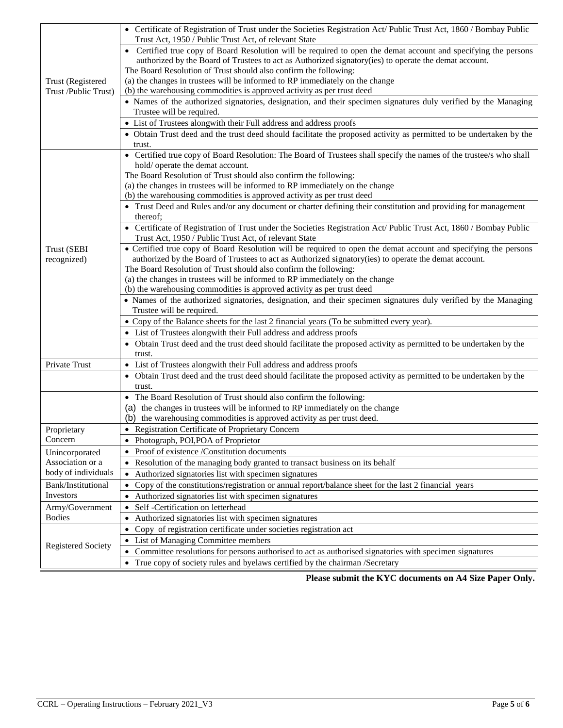| | |
|---|---|
| Trust (Registered Trust /Public Trust) | • Certificate of Registration of Trust under the Societies Registration Act/ Public Trust Act, 1860 / Bombay Public Trust Act, 1950 / Public Trust Act, of relevant State |
| | • Certified true copy of Board Resolution will be required to open the demat account and specifying the persons authorized by the Board of Trustees to act as Authorized signatory(ies) to operate the demat account.<br>The Board Resolution of Trust should also confirm the following:<br>(a) the changes in trustees will be informed to RP immediately on the change<br>(b) the warehousing commodities is approved activity as per trust deed |
| | • Names of the authorized signatories, designation, and their specimen signatures duly verified by the Managing Trustee will be required. |
| | • List of Trustees alongwith their Full address and address proofs |
| | • Obtain Trust deed and the trust deed should facilitate the proposed activity as permitted to be undertaken by the trust. |
| Trust (SEBI recognized) | • Certified true copy of Board Resolution: The Board of Trustees shall specify the names of the trustee/s who shall hold/ operate the demat account.<br>The Board Resolution of Trust should also confirm the following:<br>(a) the changes in trustees will be informed to RP immediately on the change<br>(b) the warehousing commodities is approved activity as per trust deed |
| | • Trust Deed and Rules and/or any document or charter defining their constitution and providing for management thereof; |
| | • Certificate of Registration of Trust under the Societies Registration Act/ Public Trust Act, 1860 / Bombay Public Trust Act, 1950 / Public Trust Act, of relevant State |
| | • Certified true copy of Board Resolution will be required to open the demat account and specifying the persons authorized by the Board of Trustees to act as Authorized signatory(ies) to operate the demat account.<br>The Board Resolution of Trust should also confirm the following:<br>(a) the changes in trustees will be informed to RP immediately on the change<br>(b) the warehousing commodities is approved activity as per trust deed |
| | • Names of the authorized signatories, designation, and their specimen signatures duly verified by the Managing Trustee will be required. |
| | • Copy of the Balance sheets for the last 2 financial years (To be submitted every year). |
| | • List of Trustees alongwith their Full address and address proofs |
| | • Obtain Trust deed and the trust deed should facilitate the proposed activity as permitted to be undertaken by the trust. |
| Private Trust | • List of Trustees alongwith their Full address and address proofs |
| | • Obtain Trust deed and the trust deed should facilitate the proposed activity as permitted to be undertaken by the trust. |
| | • The Board Resolution of Trust should also confirm the following:<br>(a) the changes in trustees will be informed to RP immediately on the change<br>(b) the warehousing commodities is approved activity as per trust deed. |
| Proprietary Concern | • Registration Certificate of Proprietary Concern |
| | • Photograph, POI,POA of Proprietor |
| Unincorporated Association or a body of individuals | • Proof of existence /Constitution documents |
| | • Resolution of the managing body granted to transact business on its behalf |
| | • Authorized signatories list with specimen signatures |
| Bank/Institutional Investors | • Copy of the constitutions/registration or annual report/balance sheet for the last 2 financial years |
| | • Authorized signatories list with specimen signatures |
| Army/Government Bodies | • Self -Certification on letterhead |
| | • Authorized signatories list with specimen signatures |
| Registered Society | • Copy of registration certificate under societies registration act |
| | • List of Managing Committee members |
| | • Committee resolutions for persons authorised to act as authorised signatories with specimen signatures |
| | • True copy of society rules and byelaws certified by the chairman /Secretary |

**Please submit the KYC documents on A4 Size Paper Only.**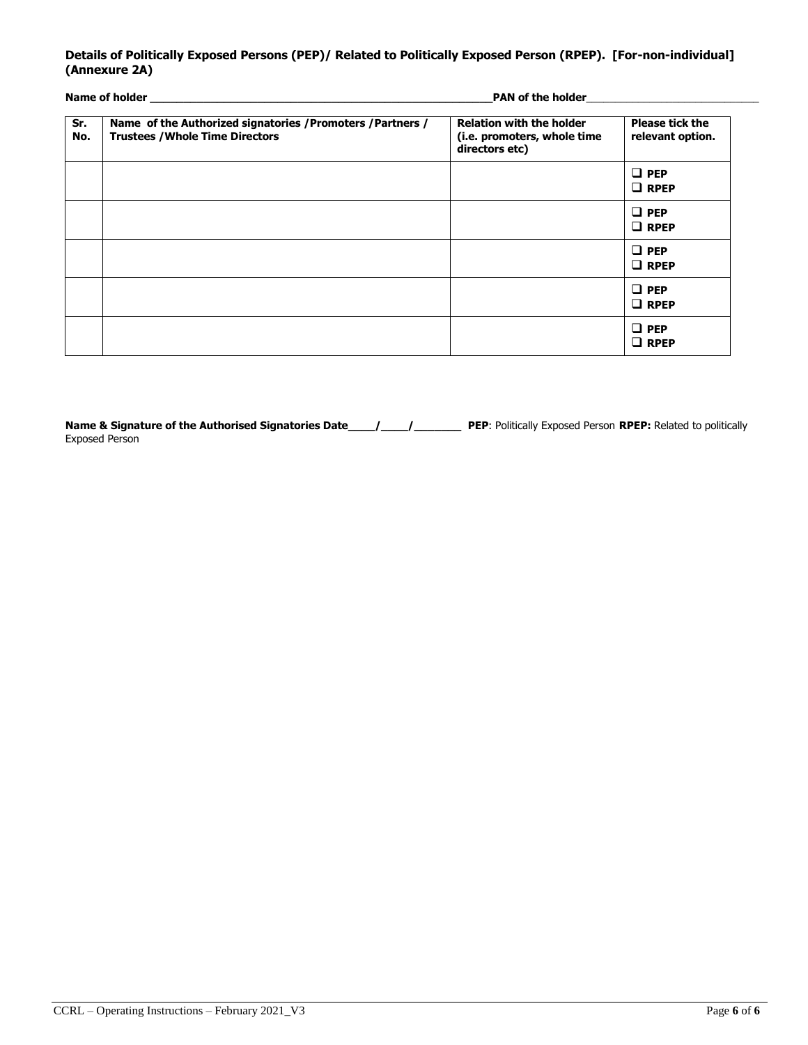**Details of Politically Exposed Persons (PEP)/ Related to Politically Exposed Person (RPEP). [For-non-individual] (Annexure 2A)**

**Name of holder \_\_\_\_\_\_\_\_\_\_\_\_\_\_\_\_\_\_\_\_\_\_\_\_\_\_\_\_\_\_\_\_\_\_\_\_\_\_\_\_\_\_\_\_\_\_\_\_\_\_\_\_\_PAN of the holder**\_\_\_\_\_\_\_\_\_\_\_\_\_\_\_\_\_\_\_\_\_\_\_\_\_\_\_\_\_

| Sr. No. | Name of the Authorized signatories /Promoters /Partners / Trustees /Whole Time Directors | Relation with the holder (i.e. promoters, whole time directors etc) | Please tick the relevant option. |
|---|---|---|---|
| | | | ❑ **PEP**<br>❑ **RPEP** |
| | | | ❑ **PEP**<br>❑ **RPEP** |
| | | | ❑ **PEP**<br>❑ **RPEP** |
| | | | ❑ **PEP**<br>❑ **RPEP** |
| | | | ❑ **PEP**<br>❑ **RPEP** |

**Name & Signature of the Authorised Signatories Date\_\_\_\_/\_\_\_\_/\_\_\_\_\_\_\_** **PEP**: Politically Exposed Person **RPEP:** Related to politically Exposed Person